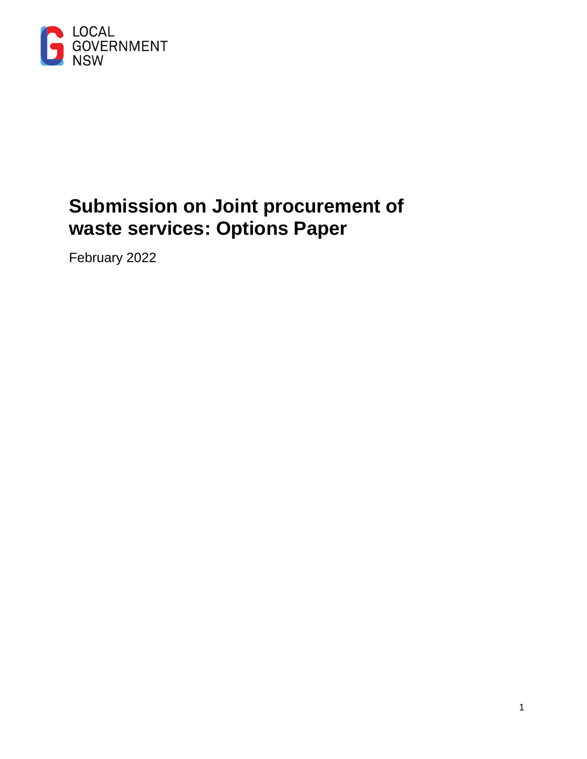LOCAL GOVERNMENT NSW

# Submission on Joint procurement of waste services: Options Paper

February 2022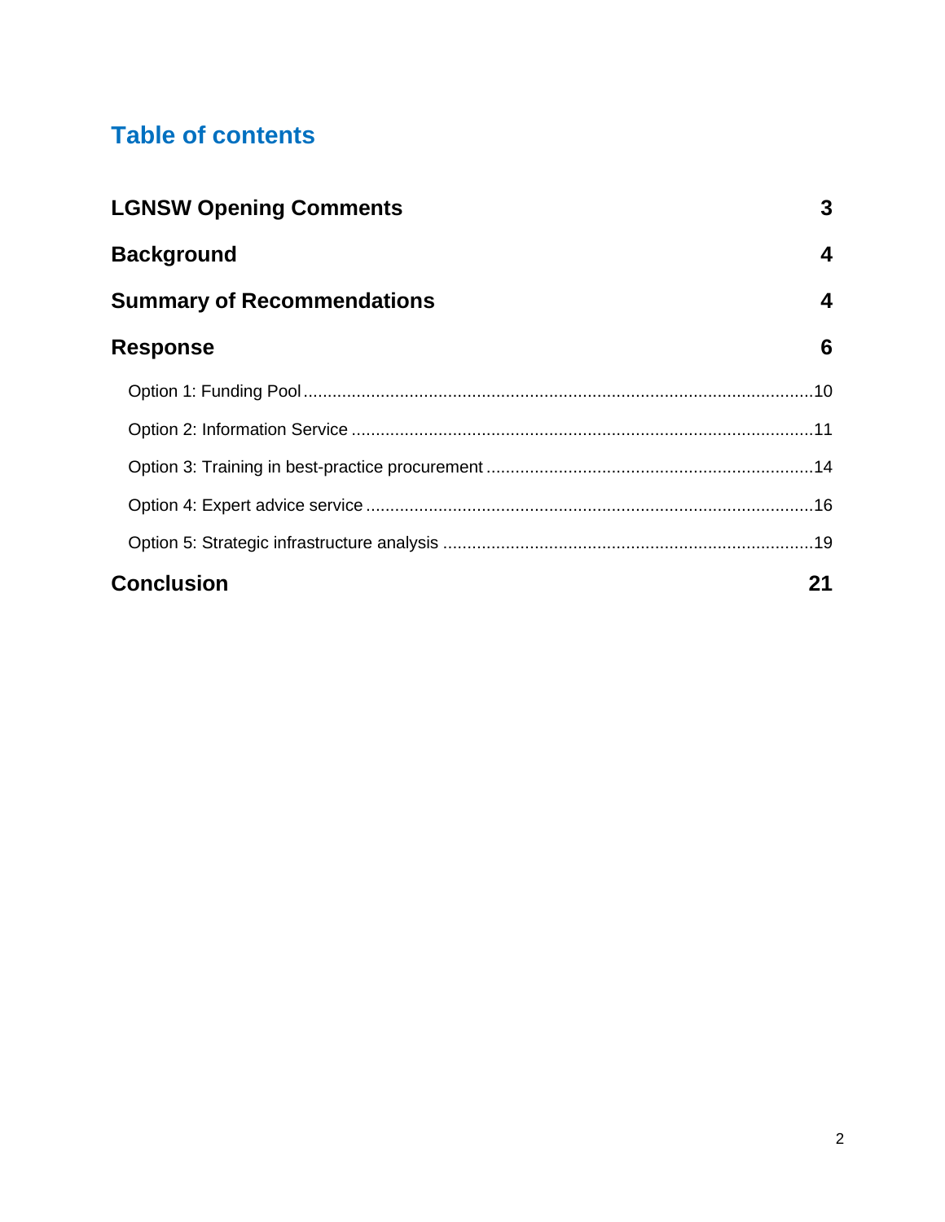# Table of contents

| | |
|---|---|
| **LGNSW Opening Comments** | **3** |
| **Background** | **4** |
| **Summary of Recommendations** | **4** |
| **Response** | **6** |
| Option 1: Funding Pool | 10 |
| Option 2: Information Service | 11 |
| Option 3: Training in best-practice procurement | 14 |
| Option 4: Expert advice service | 16 |
| Option 5: Strategic infrastructure analysis | 19 |
| **Conclusion** | **21** |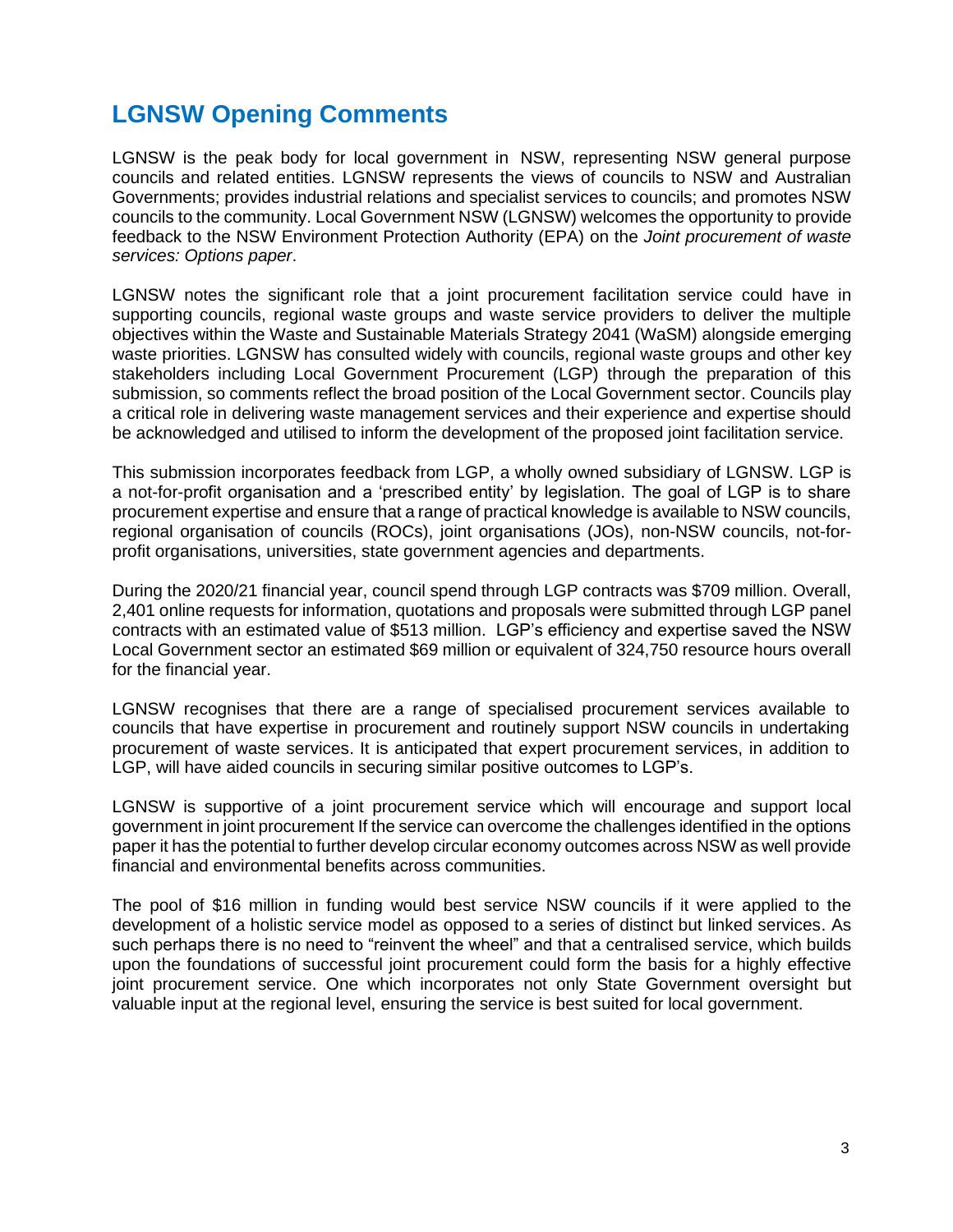## LGNSW Opening Comments

LGNSW is the peak body for local government in NSW, representing NSW general purpose councils and related entities. LGNSW represents the views of councils to NSW and Australian Governments; provides industrial relations and specialist services to councils; and promotes NSW councils to the community. Local Government NSW (LGNSW) welcomes the opportunity to provide feedback to the NSW Environment Protection Authority (EPA) on the *Joint procurement of waste services: Options paper*.

LGNSW notes the significant role that a joint procurement facilitation service could have in supporting councils, regional waste groups and waste service providers to deliver the multiple objectives within the Waste and Sustainable Materials Strategy 2041 (WaSM) alongside emerging waste priorities. LGNSW has consulted widely with councils, regional waste groups and other key stakeholders including Local Government Procurement (LGP) through the preparation of this submission, so comments reflect the broad position of the Local Government sector. Councils play a critical role in delivering waste management services and their experience and expertise should be acknowledged and utilised to inform the development of the proposed joint facilitation service.

This submission incorporates feedback from LGP, a wholly owned subsidiary of LGNSW. LGP is a not-for-profit organisation and a 'prescribed entity' by legislation. The goal of LGP is to share procurement expertise and ensure that a range of practical knowledge is available to NSW councils, regional organisation of councils (ROCs), joint organisations (JOs), non-NSW councils, not-for-profit organisations, universities, state government agencies and departments.

During the 2020/21 financial year, council spend through LGP contracts was $709 million. Overall, 2,401 online requests for information, quotations and proposals were submitted through LGP panel contracts with an estimated value of $513 million. LGP's efficiency and expertise saved the NSW Local Government sector an estimated $69 million or equivalent of 324,750 resource hours overall for the financial year.

LGNSW recognises that there are a range of specialised procurement services available to councils that have expertise in procurement and routinely support NSW councils in undertaking procurement of waste services. It is anticipated that expert procurement services, in addition to LGP, will have aided councils in securing similar positive outcomes to LGP's.

LGNSW is supportive of a joint procurement service which will encourage and support local government in joint procurement If the service can overcome the challenges identified in the options paper it has the potential to further develop circular economy outcomes across NSW as well provide financial and environmental benefits across communities.

The pool of $16 million in funding would best service NSW councils if it were applied to the development of a holistic service model as opposed to a series of distinct but linked services. As such perhaps there is no need to "reinvent the wheel" and that a centralised service, which builds upon the foundations of successful joint procurement could form the basis for a highly effective joint procurement service. One which incorporates not only State Government oversight but valuable input at the regional level, ensuring the service is best suited for local government.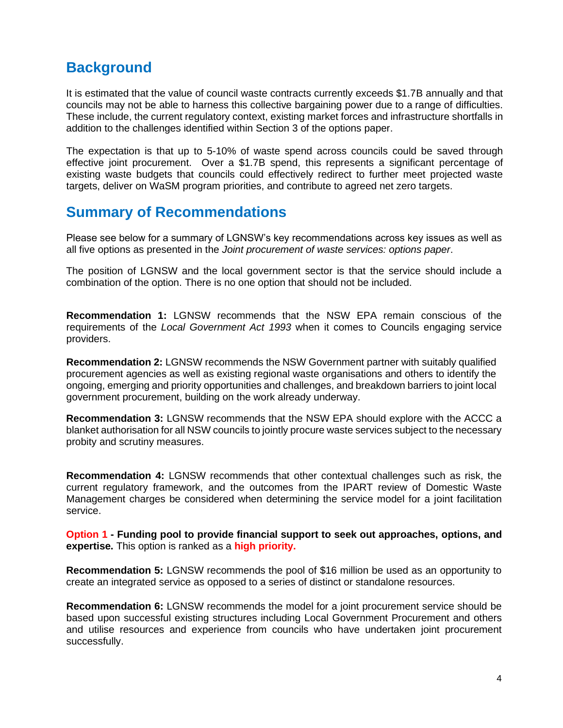## Background

It is estimated that the value of council waste contracts currently exceeds $1.7B annually and that councils may not be able to harness this collective bargaining power due to a range of difficulties. These include, the current regulatory context, existing market forces and infrastructure shortfalls in addition to the challenges identified within Section 3 of the options paper.

The expectation is that up to 5-10% of waste spend across councils could be saved through effective joint procurement. Over a $1.7B spend, this represents a significant percentage of existing waste budgets that councils could effectively redirect to further meet projected waste targets, deliver on WaSM program priorities, and contribute to agreed net zero targets.

## Summary of Recommendations

Please see below for a summary of LGNSW's key recommendations across key issues as well as all five options as presented in the *Joint procurement of waste services: options paper*.

The position of LGNSW and the local government sector is that the service should include a combination of the option. There is no one option that should not be included.

**Recommendation 1:** LGNSW recommends that the NSW EPA remain conscious of the requirements of the *Local Government Act 1993* when it comes to Councils engaging service providers.

**Recommendation 2:** LGNSW recommends the NSW Government partner with suitably qualified procurement agencies as well as existing regional waste organisations and others to identify the ongoing, emerging and priority opportunities and challenges, and breakdown barriers to joint local government procurement, building on the work already underway.

**Recommendation 3:** LGNSW recommends that the NSW EPA should explore with the ACCC a blanket authorisation for all NSW councils to jointly procure waste services subject to the necessary probity and scrutiny measures.

**Recommendation 4:** LGNSW recommends that other contextual challenges such as risk, the current regulatory framework, and the outcomes from the IPART review of Domestic Waste Management charges be considered when determining the service model for a joint facilitation service.

**Option 1 - Funding pool to provide financial support to seek out approaches, options, and expertise.** This option is ranked as a **high priority.**

**Recommendation 5:** LGNSW recommends the pool of $16 million be used as an opportunity to create an integrated service as opposed to a series of distinct or standalone resources.

**Recommendation 6:** LGNSW recommends the model for a joint procurement service should be based upon successful existing structures including Local Government Procurement and others and utilise resources and experience from councils who have undertaken joint procurement successfully.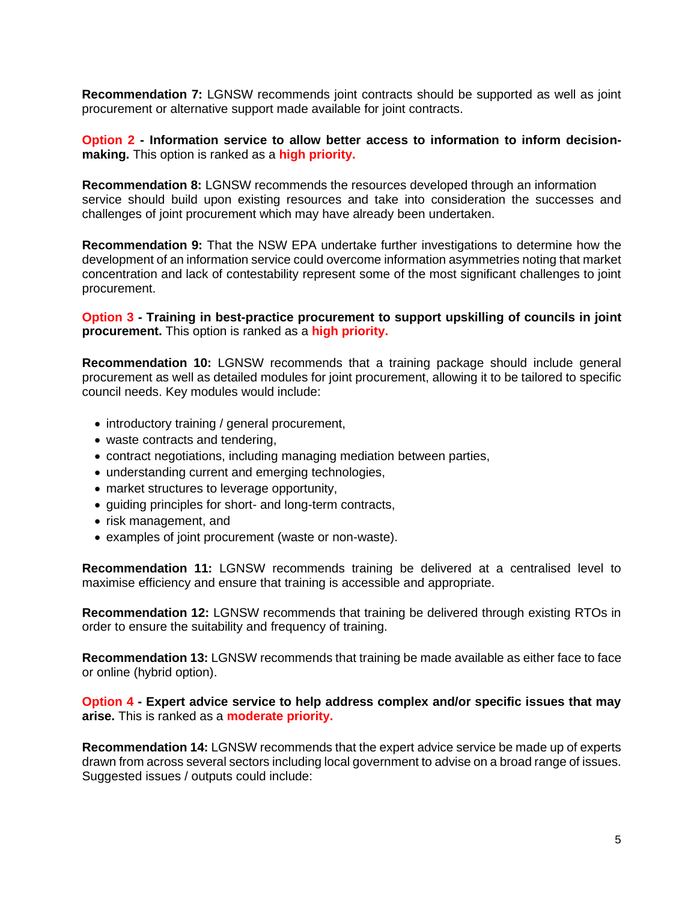**Recommendation 7:** LGNSW recommends joint contracts should be supported as well as joint procurement or alternative support made available for joint contracts.

**Option 2 - Information service to allow better access to information to inform decision-making.** This option is ranked as a **high priority.**

**Recommendation 8:** LGNSW recommends the resources developed through an information service should build upon existing resources and take into consideration the successes and challenges of joint procurement which may have already been undertaken.

**Recommendation 9:** That the NSW EPA undertake further investigations to determine how the development of an information service could overcome information asymmetries noting that market concentration and lack of contestability represent some of the most significant challenges to joint procurement.

**Option 3 - Training in best-practice procurement to support upskilling of councils in joint procurement.** This option is ranked as a **high priority.**

**Recommendation 10:** LGNSW recommends that a training package should include general procurement as well as detailed modules for joint procurement, allowing it to be tailored to specific council needs. Key modules would include:

- introductory training / general procurement,
- waste contracts and tendering,
- contract negotiations, including managing mediation between parties,
- understanding current and emerging technologies,
- market structures to leverage opportunity,
- guiding principles for short- and long-term contracts,
- risk management, and
- examples of joint procurement (waste or non-waste).

**Recommendation 11:** LGNSW recommends training be delivered at a centralised level to maximise efficiency and ensure that training is accessible and appropriate.

**Recommendation 12:** LGNSW recommends that training be delivered through existing RTOs in order to ensure the suitability and frequency of training.

**Recommendation 13:** LGNSW recommends that training be made available as either face to face or online (hybrid option).

**Option 4 - Expert advice service to help address complex and/or specific issues that may arise.** This is ranked as a **moderate priority.**

**Recommendation 14:** LGNSW recommends that the expert advice service be made up of experts drawn from across several sectors including local government to advise on a broad range of issues. Suggested issues / outputs could include: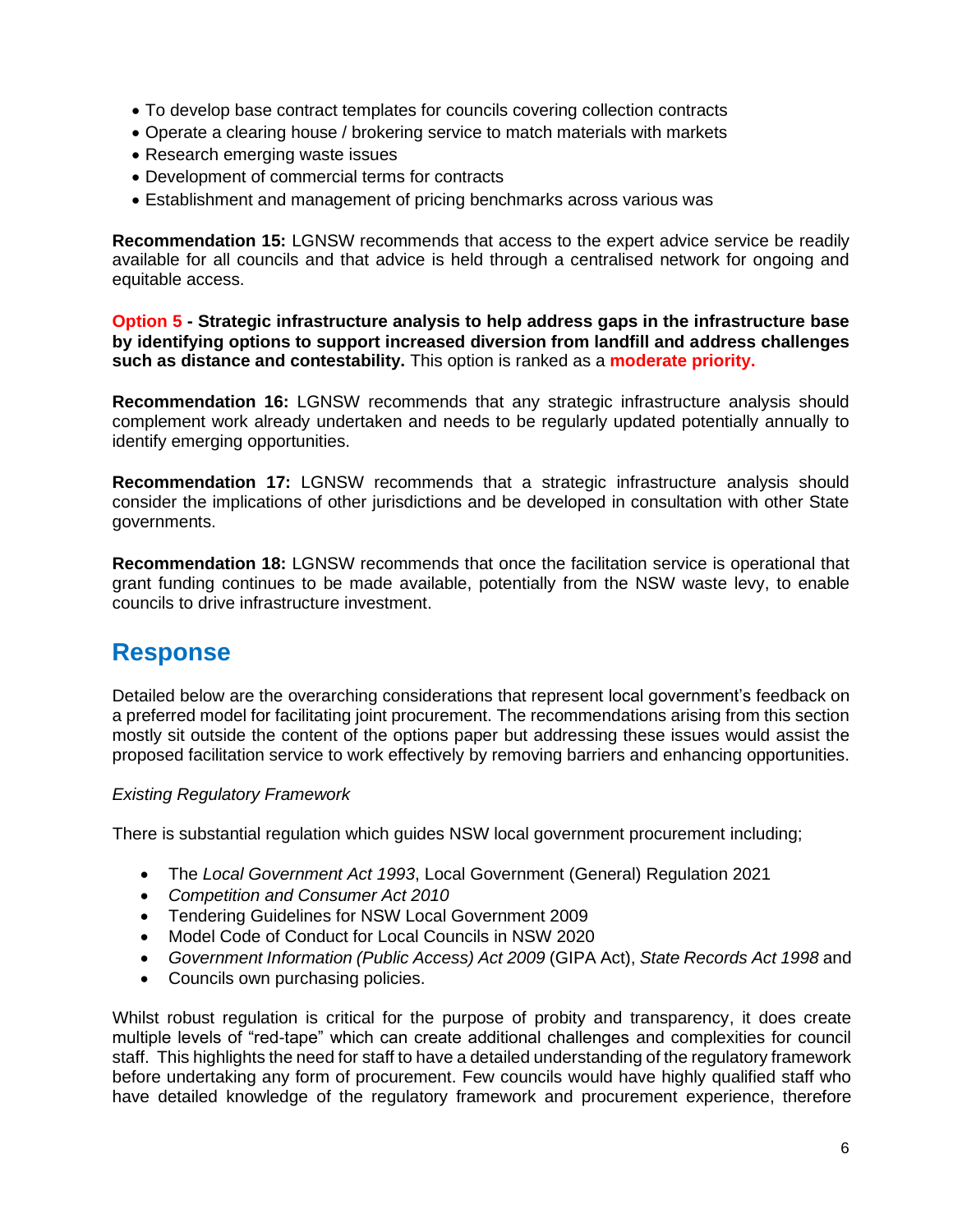- To develop base contract templates for councils covering collection contracts
- Operate a clearing house / brokering service to match materials with markets
- Research emerging waste issues
- Development of commercial terms for contracts
- Establishment and management of pricing benchmarks across various was

**Recommendation 15:** LGNSW recommends that access to the expert advice service be readily available for all councils and that advice is held through a centralised network for ongoing and equitable access.

**Option 5 - Strategic infrastructure analysis to help address gaps in the infrastructure base by identifying options to support increased diversion from landfill and address challenges such as distance and contestability.** This option is ranked as a **moderate priority.**

**Recommendation 16:** LGNSW recommends that any strategic infrastructure analysis should complement work already undertaken and needs to be regularly updated potentially annually to identify emerging opportunities.

**Recommendation 17:** LGNSW recommends that a strategic infrastructure analysis should consider the implications of other jurisdictions and be developed in consultation with other State governments.

**Recommendation 18:** LGNSW recommends that once the facilitation service is operational that grant funding continues to be made available, potentially from the NSW waste levy, to enable councils to drive infrastructure investment.

## Response

Detailed below are the overarching considerations that represent local government's feedback on a preferred model for facilitating joint procurement. The recommendations arising from this section mostly sit outside the content of the options paper but addressing these issues would assist the proposed facilitation service to work effectively by removing barriers and enhancing opportunities.

*Existing Regulatory Framework*

There is substantial regulation which guides NSW local government procurement including;

- The *Local Government Act 1993*, Local Government (General) Regulation 2021
- *Competition and Consumer Act 2010*
- Tendering Guidelines for NSW Local Government 2009
- Model Code of Conduct for Local Councils in NSW 2020
- *Government Information (Public Access) Act 2009* (GIPA Act), *State Records Act 1998* and
- Councils own purchasing policies.

Whilst robust regulation is critical for the purpose of probity and transparency, it does create multiple levels of "red-tape" which can create additional challenges and complexities for council staff. This highlights the need for staff to have a detailed understanding of the regulatory framework before undertaking any form of procurement. Few councils would have highly qualified staff who have detailed knowledge of the regulatory framework and procurement experience, therefore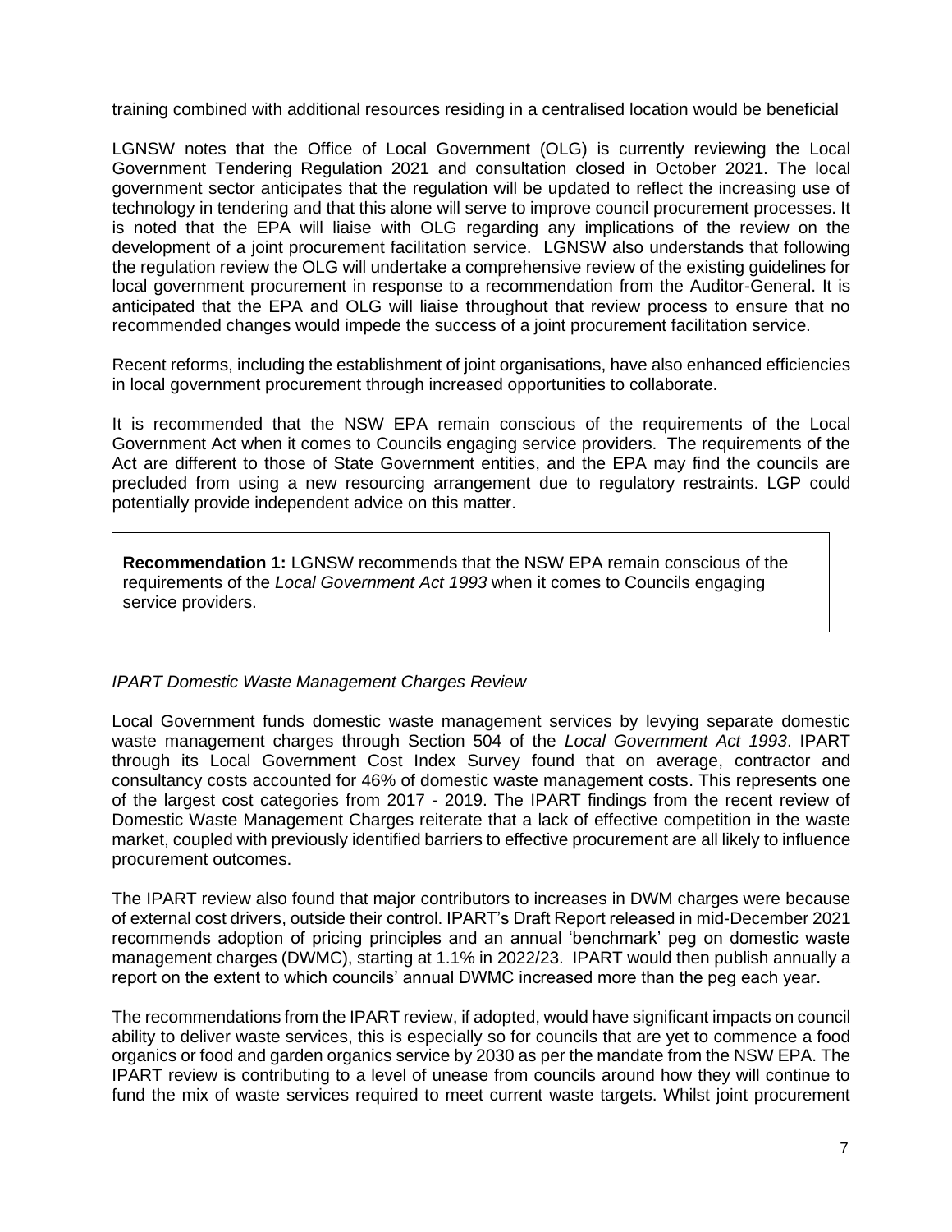training combined with additional resources residing in a centralised location would be beneficial

LGNSW notes that the Office of Local Government (OLG) is currently reviewing the Local Government Tendering Regulation 2021 and consultation closed in October 2021. The local government sector anticipates that the regulation will be updated to reflect the increasing use of technology in tendering and that this alone will serve to improve council procurement processes. It is noted that the EPA will liaise with OLG regarding any implications of the review on the development of a joint procurement facilitation service. LGNSW also understands that following the regulation review the OLG will undertake a comprehensive review of the existing guidelines for local government procurement in response to a recommendation from the Auditor-General. It is anticipated that the EPA and OLG will liaise throughout that review process to ensure that no recommended changes would impede the success of a joint procurement facilitation service.

Recent reforms, including the establishment of joint organisations, have also enhanced efficiencies in local government procurement through increased opportunities to collaborate.

It is recommended that the NSW EPA remain conscious of the requirements of the Local Government Act when it comes to Councils engaging service providers. The requirements of the Act are different to those of State Government entities, and the EPA may find the councils are precluded from using a new resourcing arrangement due to regulatory restraints. LGP could potentially provide independent advice on this matter.

**Recommendation 1:** LGNSW recommends that the NSW EPA remain conscious of the requirements of the *Local Government Act 1993* when it comes to Councils engaging service providers.

*IPART Domestic Waste Management Charges Review*

Local Government funds domestic waste management services by levying separate domestic waste management charges through Section 504 of the *Local Government Act 1993*. IPART through its Local Government Cost Index Survey found that on average, contractor and consultancy costs accounted for 46% of domestic waste management costs. This represents one of the largest cost categories from 2017 - 2019. The IPART findings from the recent review of Domestic Waste Management Charges reiterate that a lack of effective competition in the waste market, coupled with previously identified barriers to effective procurement are all likely to influence procurement outcomes.

The IPART review also found that major contributors to increases in DWM charges were because of external cost drivers, outside their control. IPART's Draft Report released in mid-December 2021 recommends adoption of pricing principles and an annual 'benchmark' peg on domestic waste management charges (DWMC), starting at 1.1% in 2022/23. IPART would then publish annually a report on the extent to which councils' annual DWMC increased more than the peg each year.

The recommendations from the IPART review, if adopted, would have significant impacts on council ability to deliver waste services, this is especially so for councils that are yet to commence a food organics or food and garden organics service by 2030 as per the mandate from the NSW EPA. The IPART review is contributing to a level of unease from councils around how they will continue to fund the mix of waste services required to meet current waste targets. Whilst joint procurement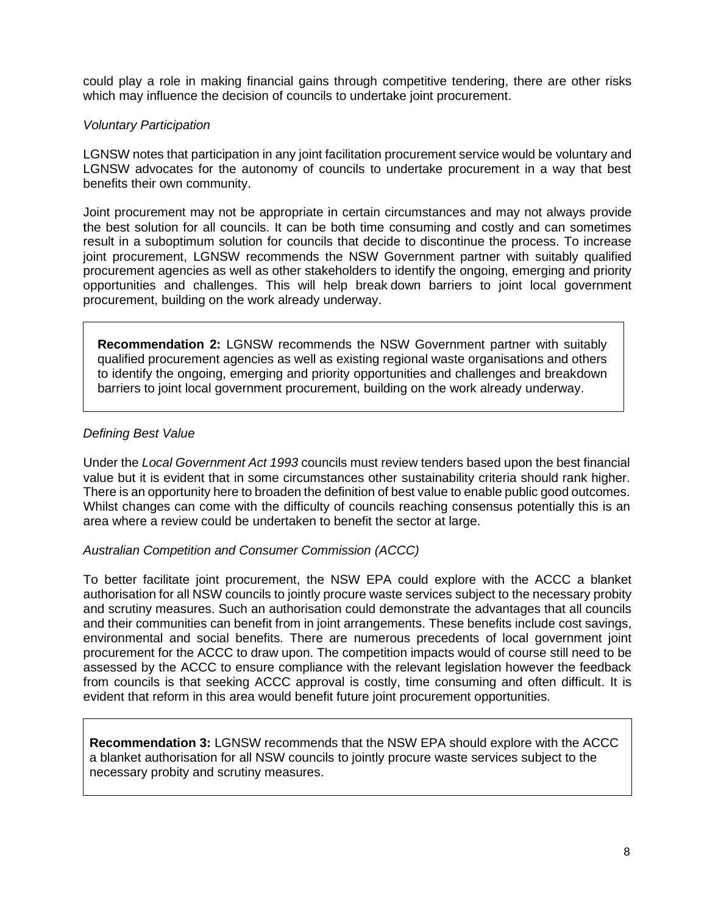could play a role in making financial gains through competitive tendering, there are other risks which may influence the decision of councils to undertake joint procurement.

*Voluntary Participation*

LGNSW notes that participation in any joint facilitation procurement service would be voluntary and LGNSW advocates for the autonomy of councils to undertake procurement in a way that best benefits their own community.

Joint procurement may not be appropriate in certain circumstances and may not always provide the best solution for all councils. It can be both time consuming and costly and can sometimes result in a suboptimum solution for councils that decide to discontinue the process. To increase joint procurement, LGNSW recommends the NSW Government partner with suitably qualified procurement agencies as well as other stakeholders to identify the ongoing, emerging and priority opportunities and challenges. This will help break down barriers to joint local government procurement, building on the work already underway.

> **Recommendation 2:** LGNSW recommends the NSW Government partner with suitably qualified procurement agencies as well as existing regional waste organisations and others to identify the ongoing, emerging and priority opportunities and challenges and breakdown barriers to joint local government procurement, building on the work already underway.

*Defining Best Value*

Under the *Local Government Act 1993* councils must review tenders based upon the best financial value but it is evident that in some circumstances other sustainability criteria should rank higher. There is an opportunity here to broaden the definition of best value to enable public good outcomes. Whilst changes can come with the difficulty of councils reaching consensus potentially this is an area where a review could be undertaken to benefit the sector at large.

*Australian Competition and Consumer Commission (ACCC)*

To better facilitate joint procurement, the NSW EPA could explore with the ACCC a blanket authorisation for all NSW councils to jointly procure waste services subject to the necessary probity and scrutiny measures. Such an authorisation could demonstrate the advantages that all councils and their communities can benefit from in joint arrangements. These benefits include cost savings, environmental and social benefits. There are numerous precedents of local government joint procurement for the ACCC to draw upon. The competition impacts would of course still need to be assessed by the ACCC to ensure compliance with the relevant legislation however the feedback from councils is that seeking ACCC approval is costly, time consuming and often difficult. It is evident that reform in this area would benefit future joint procurement opportunities.

> **Recommendation 3:** LGNSW recommends that the NSW EPA should explore with the ACCC a blanket authorisation for all NSW councils to jointly procure waste services subject to the necessary probity and scrutiny measures.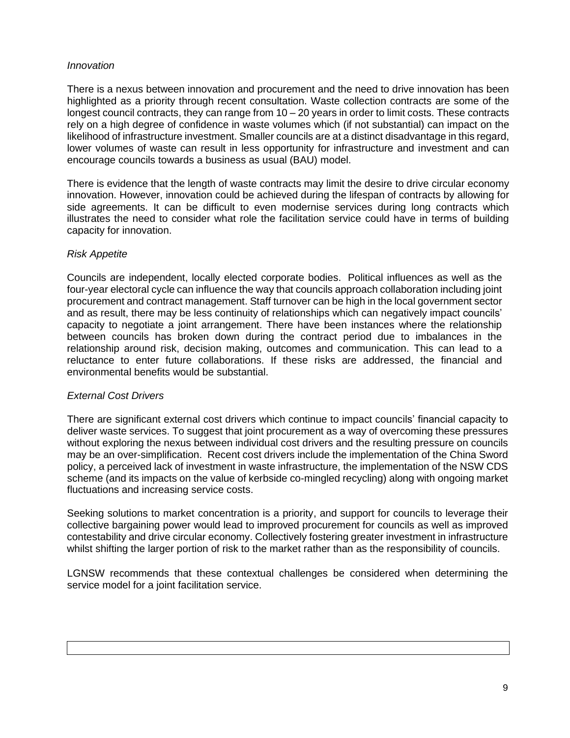*Innovation*

There is a nexus between innovation and procurement and the need to drive innovation has been highlighted as a priority through recent consultation. Waste collection contracts are some of the longest council contracts, they can range from 10 – 20 years in order to limit costs. These contracts rely on a high degree of confidence in waste volumes which (if not substantial) can impact on the likelihood of infrastructure investment. Smaller councils are at a distinct disadvantage in this regard, lower volumes of waste can result in less opportunity for infrastructure and investment and can encourage councils towards a business as usual (BAU) model.

There is evidence that the length of waste contracts may limit the desire to drive circular economy innovation. However, innovation could be achieved during the lifespan of contracts by allowing for side agreements. It can be difficult to even modernise services during long contracts which illustrates the need to consider what role the facilitation service could have in terms of building capacity for innovation.

*Risk Appetite*

Councils are independent, locally elected corporate bodies. Political influences as well as the four-year electoral cycle can influence the way that councils approach collaboration including joint procurement and contract management. Staff turnover can be high in the local government sector and as result, there may be less continuity of relationships which can negatively impact councils' capacity to negotiate a joint arrangement. There have been instances where the relationship between councils has broken down during the contract period due to imbalances in the relationship around risk, decision making, outcomes and communication. This can lead to a reluctance to enter future collaborations. If these risks are addressed, the financial and environmental benefits would be substantial.

*External Cost Drivers*

There are significant external cost drivers which continue to impact councils' financial capacity to deliver waste services. To suggest that joint procurement as a way of overcoming these pressures without exploring the nexus between individual cost drivers and the resulting pressure on councils may be an over-simplification. Recent cost drivers include the implementation of the China Sword policy, a perceived lack of investment in waste infrastructure, the implementation of the NSW CDS scheme (and its impacts on the value of kerbside co-mingled recycling) along with ongoing market fluctuations and increasing service costs.

Seeking solutions to market concentration is a priority, and support for councils to leverage their collective bargaining power would lead to improved procurement for councils as well as improved contestability and drive circular economy. Collectively fostering greater investment in infrastructure whilst shifting the larger portion of risk to the market rather than as the responsibility of councils.

LGNSW recommends that these contextual challenges be considered when determining the service model for a joint facilitation service.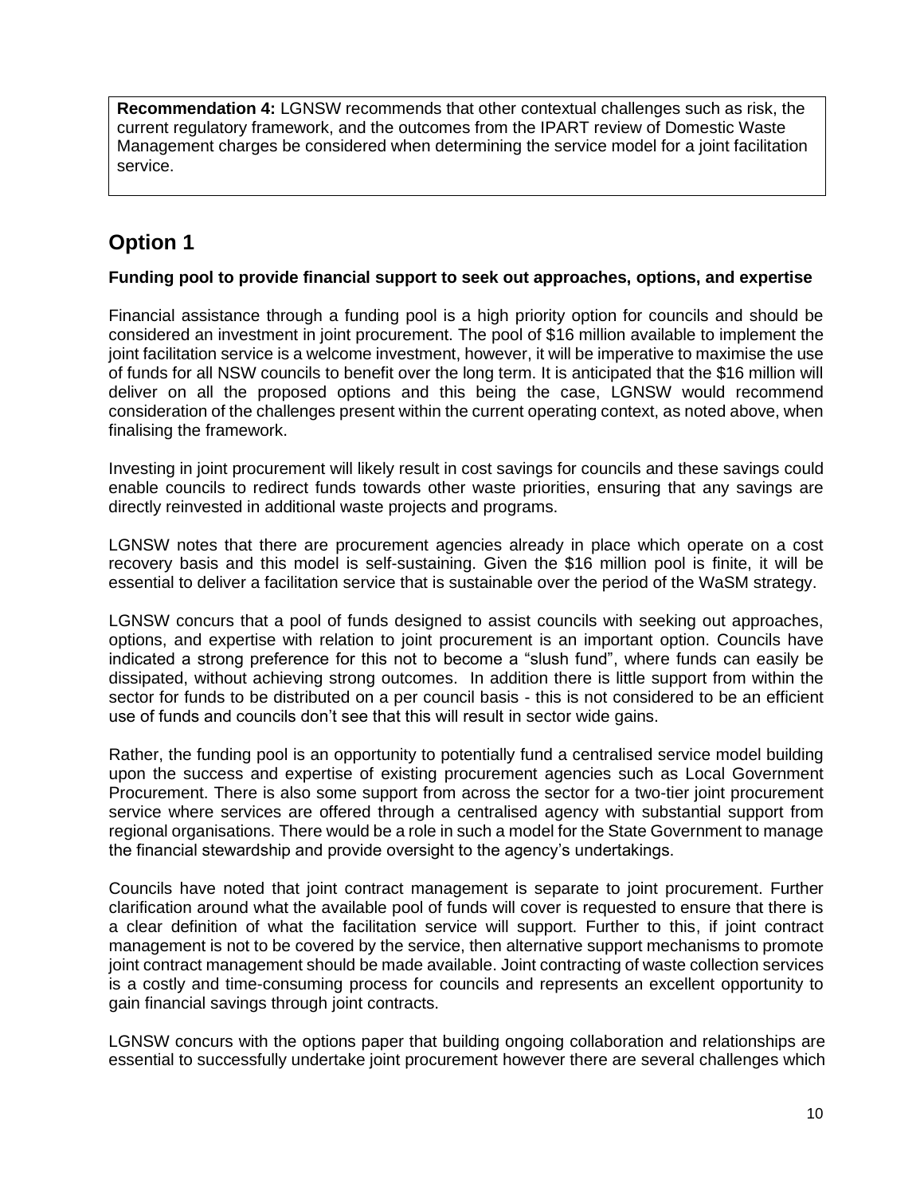**Recommendation 4:** LGNSW recommends that other contextual challenges such as risk, the current regulatory framework, and the outcomes from the IPART review of Domestic Waste Management charges be considered when determining the service model for a joint facilitation service.

## Option 1

### Funding pool to provide financial support to seek out approaches, options, and expertise

Financial assistance through a funding pool is a high priority option for councils and should be considered an investment in joint procurement. The pool of $16 million available to implement the joint facilitation service is a welcome investment, however, it will be imperative to maximise the use of funds for all NSW councils to benefit over the long term. It is anticipated that the $16 million will deliver on all the proposed options and this being the case, LGNSW would recommend consideration of the challenges present within the current operating context, as noted above, when finalising the framework.

Investing in joint procurement will likely result in cost savings for councils and these savings could enable councils to redirect funds towards other waste priorities, ensuring that any savings are directly reinvested in additional waste projects and programs.

LGNSW notes that there are procurement agencies already in place which operate on a cost recovery basis and this model is self-sustaining. Given the $16 million pool is finite, it will be essential to deliver a facilitation service that is sustainable over the period of the WaSM strategy.

LGNSW concurs that a pool of funds designed to assist councils with seeking out approaches, options, and expertise with relation to joint procurement is an important option. Councils have indicated a strong preference for this not to become a "slush fund", where funds can easily be dissipated, without achieving strong outcomes. In addition there is little support from within the sector for funds to be distributed on a per council basis - this is not considered to be an efficient use of funds and councils don't see that this will result in sector wide gains.

Rather, the funding pool is an opportunity to potentially fund a centralised service model building upon the success and expertise of existing procurement agencies such as Local Government Procurement. There is also some support from across the sector for a two-tier joint procurement service where services are offered through a centralised agency with substantial support from regional organisations. There would be a role in such a model for the State Government to manage the financial stewardship and provide oversight to the agency's undertakings.

Councils have noted that joint contract management is separate to joint procurement. Further clarification around what the available pool of funds will cover is requested to ensure that there is a clear definition of what the facilitation service will support. Further to this, if joint contract management is not to be covered by the service, then alternative support mechanisms to promote joint contract management should be made available. Joint contracting of waste collection services is a costly and time-consuming process for councils and represents an excellent opportunity to gain financial savings through joint contracts.

LGNSW concurs with the options paper that building ongoing collaboration and relationships are essential to successfully undertake joint procurement however there are several challenges which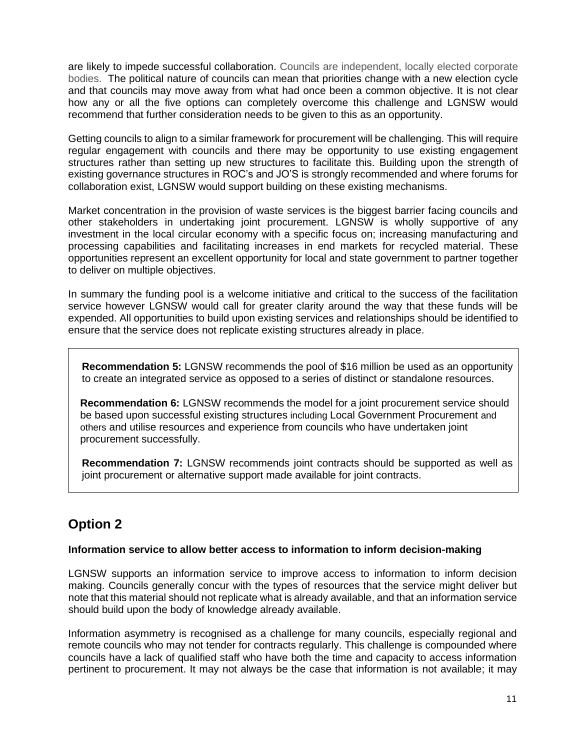are likely to impede successful collaboration. Councils are independent, locally elected corporate bodies. The political nature of councils can mean that priorities change with a new election cycle and that councils may move away from what had once been a common objective. It is not clear how any or all the five options can completely overcome this challenge and LGNSW would recommend that further consideration needs to be given to this as an opportunity.

Getting councils to align to a similar framework for procurement will be challenging. This will require regular engagement with councils and there may be opportunity to use existing engagement structures rather than setting up new structures to facilitate this. Building upon the strength of existing governance structures in ROC's and JO'S is strongly recommended and where forums for collaboration exist, LGNSW would support building on these existing mechanisms.

Market concentration in the provision of waste services is the biggest barrier facing councils and other stakeholders in undertaking joint procurement. LGNSW is wholly supportive of any investment in the local circular economy with a specific focus on; increasing manufacturing and processing capabilities and facilitating increases in end markets for recycled material. These opportunities represent an excellent opportunity for local and state government to partner together to deliver on multiple objectives.

In summary the funding pool is a welcome initiative and critical to the success of the facilitation service however LGNSW would call for greater clarity around the way that these funds will be expended. All opportunities to build upon existing services and relationships should be identified to ensure that the service does not replicate existing structures already in place.

**Recommendation 5:** LGNSW recommends the pool of $16 million be used as an opportunity to create an integrated service as opposed to a series of distinct or standalone resources.

**Recommendation 6:** LGNSW recommends the model for a joint procurement service should be based upon successful existing structures including Local Government Procurement and others and utilise resources and experience from councils who have undertaken joint procurement successfully.

**Recommendation 7:** LGNSW recommends joint contracts should be supported as well as joint procurement or alternative support made available for joint contracts.

## Option 2

**Information service to allow better access to information to inform decision-making**

LGNSW supports an information service to improve access to information to inform decision making. Councils generally concur with the types of resources that the service might deliver but note that this material should not replicate what is already available, and that an information service should build upon the body of knowledge already available.

Information asymmetry is recognised as a challenge for many councils, especially regional and remote councils who may not tender for contracts regularly. This challenge is compounded where councils have a lack of qualified staff who have both the time and capacity to access information pertinent to procurement. It may not always be the case that information is not available; it may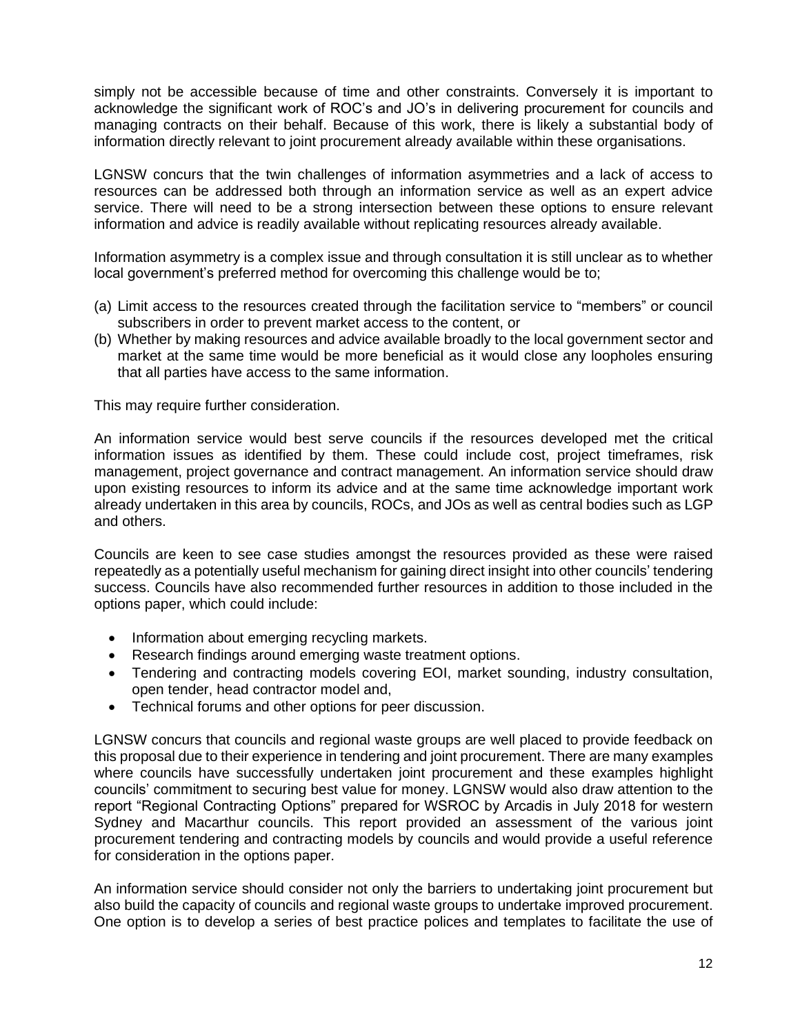simply not be accessible because of time and other constraints. Conversely it is important to acknowledge the significant work of ROC's and JO's in delivering procurement for councils and managing contracts on their behalf. Because of this work, there is likely a substantial body of information directly relevant to joint procurement already available within these organisations.

LGNSW concurs that the twin challenges of information asymmetries and a lack of access to resources can be addressed both through an information service as well as an expert advice service. There will need to be a strong intersection between these options to ensure relevant information and advice is readily available without replicating resources already available.

Information asymmetry is a complex issue and through consultation it is still unclear as to whether local government's preferred method for overcoming this challenge would be to;

(a) Limit access to the resources created through the facilitation service to "members" or council subscribers in order to prevent market access to the content, or
(b) Whether by making resources and advice available broadly to the local government sector and market at the same time would be more beneficial as it would close any loopholes ensuring that all parties have access to the same information.

This may require further consideration.

An information service would best serve councils if the resources developed met the critical information issues as identified by them. These could include cost, project timeframes, risk management, project governance and contract management. An information service should draw upon existing resources to inform its advice and at the same time acknowledge important work already undertaken in this area by councils, ROCs, and JOs as well as central bodies such as LGP and others.

Councils are keen to see case studies amongst the resources provided as these were raised repeatedly as a potentially useful mechanism for gaining direct insight into other councils' tendering success. Councils have also recommended further resources in addition to those included in the options paper, which could include:

- Information about emerging recycling markets.
- Research findings around emerging waste treatment options.
- Tendering and contracting models covering EOI, market sounding, industry consultation, open tender, head contractor model and,
- Technical forums and other options for peer discussion.

LGNSW concurs that councils and regional waste groups are well placed to provide feedback on this proposal due to their experience in tendering and joint procurement. There are many examples where councils have successfully undertaken joint procurement and these examples highlight councils' commitment to securing best value for money. LGNSW would also draw attention to the report "Regional Contracting Options" prepared for WSROC by Arcadis in July 2018 for western Sydney and Macarthur councils. This report provided an assessment of the various joint procurement tendering and contracting models by councils and would provide a useful reference for consideration in the options paper.

An information service should consider not only the barriers to undertaking joint procurement but also build the capacity of councils and regional waste groups to undertake improved procurement. One option is to develop a series of best practice polices and templates to facilitate the use of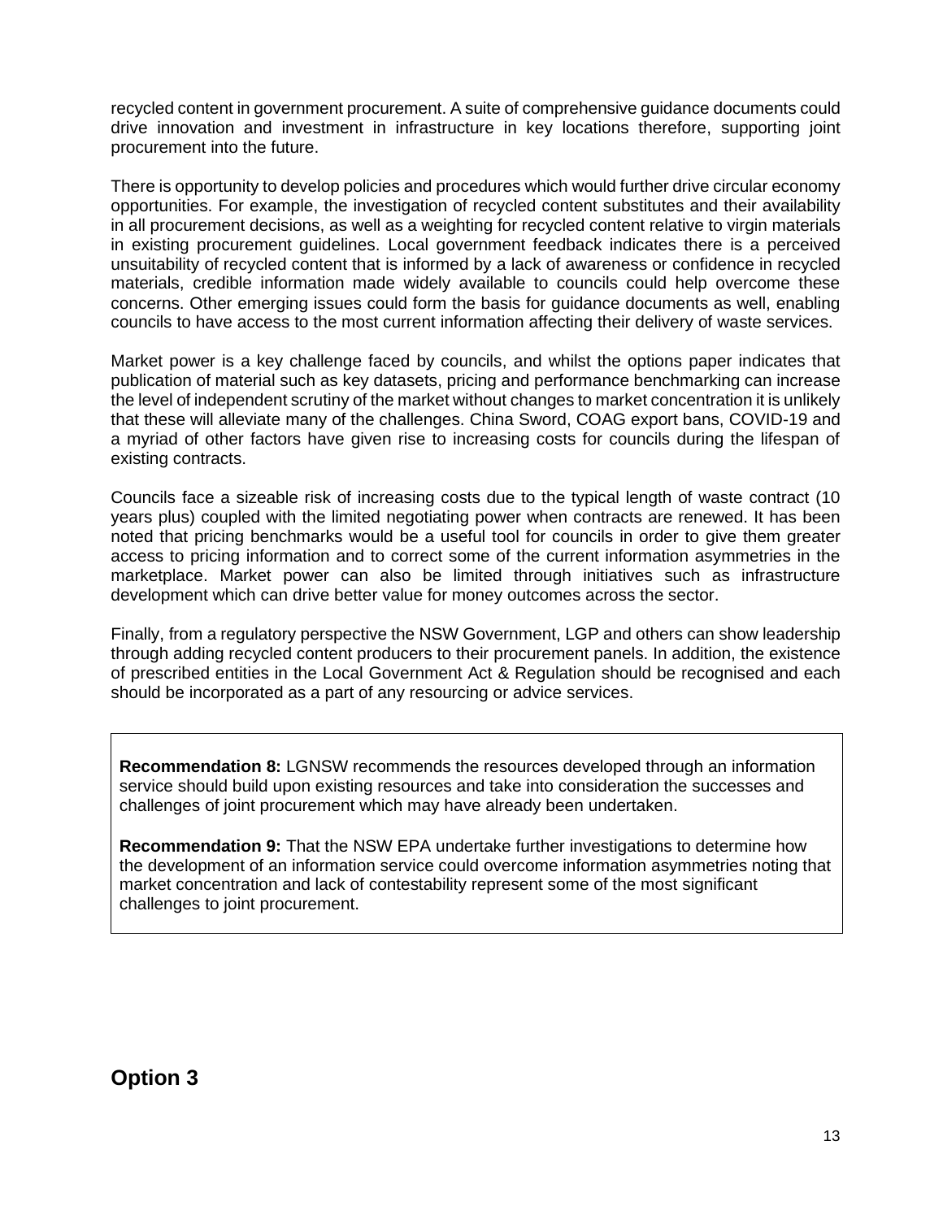recycled content in government procurement. A suite of comprehensive guidance documents could drive innovation and investment in infrastructure in key locations therefore, supporting joint procurement into the future.

There is opportunity to develop policies and procedures which would further drive circular economy opportunities. For example, the investigation of recycled content substitutes and their availability in all procurement decisions, as well as a weighting for recycled content relative to virgin materials in existing procurement guidelines. Local government feedback indicates there is a perceived unsuitability of recycled content that is informed by a lack of awareness or confidence in recycled materials, credible information made widely available to councils could help overcome these concerns. Other emerging issues could form the basis for guidance documents as well, enabling councils to have access to the most current information affecting their delivery of waste services.

Market power is a key challenge faced by councils, and whilst the options paper indicates that publication of material such as key datasets, pricing and performance benchmarking can increase the level of independent scrutiny of the market without changes to market concentration it is unlikely that these will alleviate many of the challenges. China Sword, COAG export bans, COVID-19 and a myriad of other factors have given rise to increasing costs for councils during the lifespan of existing contracts.

Councils face a sizeable risk of increasing costs due to the typical length of waste contract (10 years plus) coupled with the limited negotiating power when contracts are renewed. It has been noted that pricing benchmarks would be a useful tool for councils in order to give them greater access to pricing information and to correct some of the current information asymmetries in the marketplace. Market power can also be limited through initiatives such as infrastructure development which can drive better value for money outcomes across the sector.

Finally, from a regulatory perspective the NSW Government, LGP and others can show leadership through adding recycled content producers to their procurement panels. In addition, the existence of prescribed entities in the Local Government Act & Regulation should be recognised and each should be incorporated as a part of any resourcing or advice services.

**Recommendation 8:** LGNSW recommends the resources developed through an information service should build upon existing resources and take into consideration the successes and challenges of joint procurement which may have already been undertaken.

**Recommendation 9:** That the NSW EPA undertake further investigations to determine how the development of an information service could overcome information asymmetries noting that market concentration and lack of contestability represent some of the most significant challenges to joint procurement.

## Option 3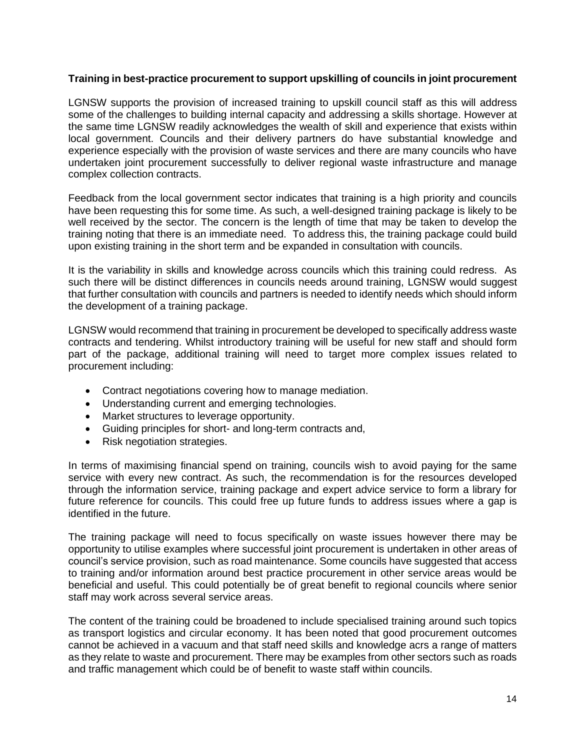**Training in best-practice procurement to support upskilling of councils in joint procurement**

LGNSW supports the provision of increased training to upskill council staff as this will address some of the challenges to building internal capacity and addressing a skills shortage. However at the same time LGNSW readily acknowledges the wealth of skill and experience that exists within local government. Councils and their delivery partners do have substantial knowledge and experience especially with the provision of waste services and there are many councils who have undertaken joint procurement successfully to deliver regional waste infrastructure and manage complex collection contracts.

Feedback from the local government sector indicates that training is a high priority and councils have been requesting this for some time. As such, a well-designed training package is likely to be well received by the sector. The concern is the length of time that may be taken to develop the training noting that there is an immediate need. To address this, the training package could build upon existing training in the short term and be expanded in consultation with councils.

It is the variability in skills and knowledge across councils which this training could redress. As such there will be distinct differences in councils needs around training, LGNSW would suggest that further consultation with councils and partners is needed to identify needs which should inform the development of a training package.

LGNSW would recommend that training in procurement be developed to specifically address waste contracts and tendering. Whilst introductory training will be useful for new staff and should form part of the package, additional training will need to target more complex issues related to procurement including:

- Contract negotiations covering how to manage mediation.
- Understanding current and emerging technologies.
- Market structures to leverage opportunity.
- Guiding principles for short- and long-term contracts and,
- Risk negotiation strategies.

In terms of maximising financial spend on training, councils wish to avoid paying for the same service with every new contract. As such, the recommendation is for the resources developed through the information service, training package and expert advice service to form a library for future reference for councils. This could free up future funds to address issues where a gap is identified in the future.

The training package will need to focus specifically on waste issues however there may be opportunity to utilise examples where successful joint procurement is undertaken in other areas of council's service provision, such as road maintenance. Some councils have suggested that access to training and/or information around best practice procurement in other service areas would be beneficial and useful. This could potentially be of great benefit to regional councils where senior staff may work across several service areas.

The content of the training could be broadened to include specialised training around such topics as transport logistics and circular economy. It has been noted that good procurement outcomes cannot be achieved in a vacuum and that staff need skills and knowledge acrs a range of matters as they relate to waste and procurement. There may be examples from other sectors such as roads and traffic management which could be of benefit to waste staff within councils.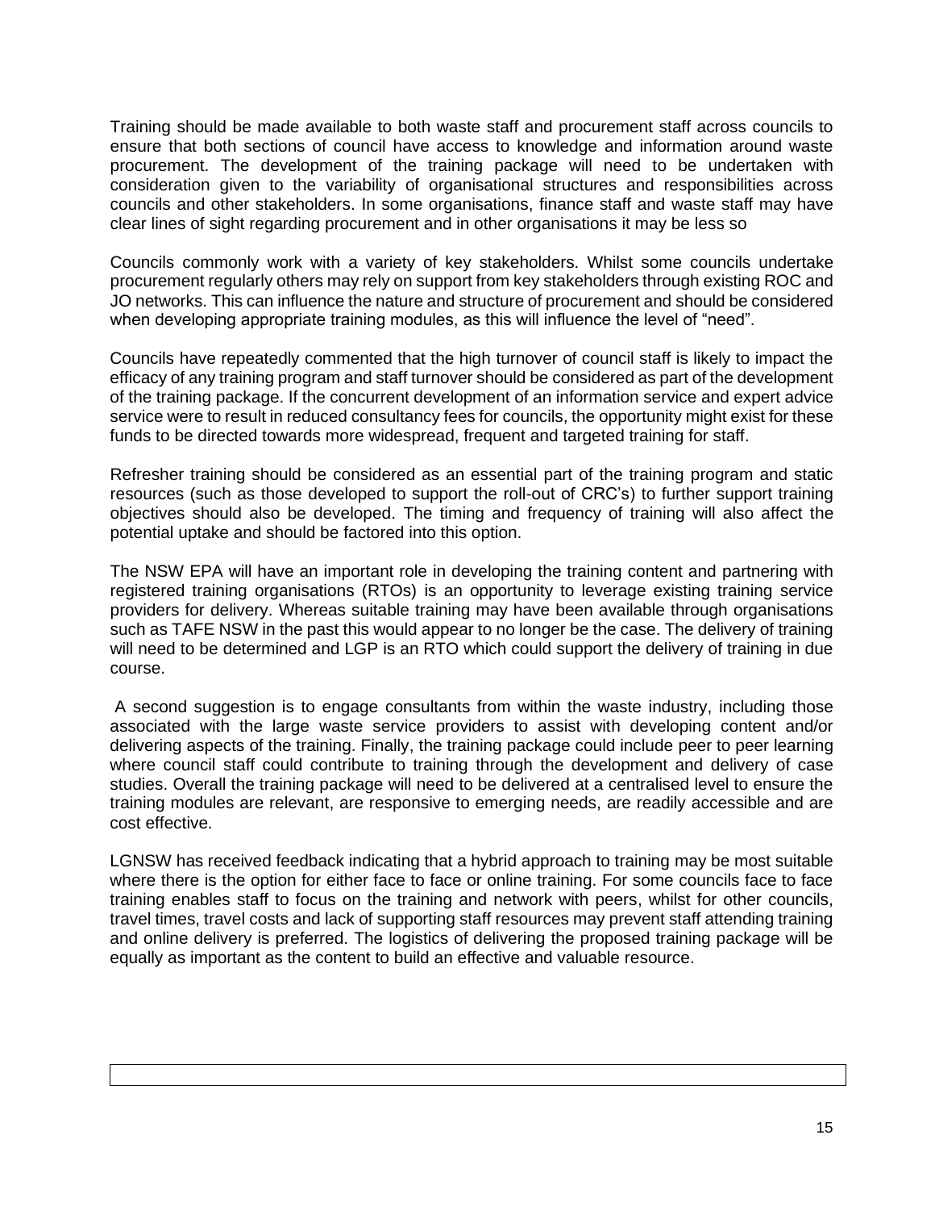Training should be made available to both waste staff and procurement staff across councils to ensure that both sections of council have access to knowledge and information around waste procurement. The development of the training package will need to be undertaken with consideration given to the variability of organisational structures and responsibilities across councils and other stakeholders. In some organisations, finance staff and waste staff may have clear lines of sight regarding procurement and in other organisations it may be less so

Councils commonly work with a variety of key stakeholders. Whilst some councils undertake procurement regularly others may rely on support from key stakeholders through existing ROC and JO networks. This can influence the nature and structure of procurement and should be considered when developing appropriate training modules, as this will influence the level of "need".

Councils have repeatedly commented that the high turnover of council staff is likely to impact the efficacy of any training program and staff turnover should be considered as part of the development of the training package. If the concurrent development of an information service and expert advice service were to result in reduced consultancy fees for councils, the opportunity might exist for these funds to be directed towards more widespread, frequent and targeted training for staff.

Refresher training should be considered as an essential part of the training program and static resources (such as those developed to support the roll-out of CRC's) to further support training objectives should also be developed. The timing and frequency of training will also affect the potential uptake and should be factored into this option.

The NSW EPA will have an important role in developing the training content and partnering with registered training organisations (RTOs) is an opportunity to leverage existing training service providers for delivery. Whereas suitable training may have been available through organisations such as TAFE NSW in the past this would appear to no longer be the case. The delivery of training will need to be determined and LGP is an RTO which could support the delivery of training in due course.

A second suggestion is to engage consultants from within the waste industry, including those associated with the large waste service providers to assist with developing content and/or delivering aspects of the training. Finally, the training package could include peer to peer learning where council staff could contribute to training through the development and delivery of case studies. Overall the training package will need to be delivered at a centralised level to ensure the training modules are relevant, are responsive to emerging needs, are readily accessible and are cost effective.

LGNSW has received feedback indicating that a hybrid approach to training may be most suitable where there is the option for either face to face or online training. For some councils face to face training enables staff to focus on the training and network with peers, whilst for other councils, travel times, travel costs and lack of supporting staff resources may prevent staff attending training and online delivery is preferred. The logistics of delivering the proposed training package will be equally as important as the content to build an effective and valuable resource.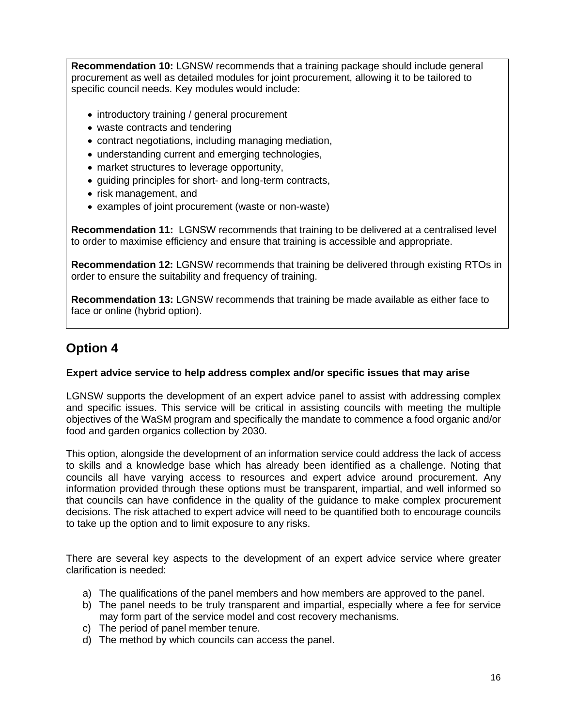**Recommendation 10:** LGNSW recommends that a training package should include general procurement as well as detailed modules for joint procurement, allowing it to be tailored to specific council needs. Key modules would include:

- introductory training / general procurement
- waste contracts and tendering
- contract negotiations, including managing mediation,
- understanding current and emerging technologies,
- market structures to leverage opportunity,
- guiding principles for short- and long-term contracts,
- risk management, and
- examples of joint procurement (waste or non-waste)

**Recommendation 11:** LGNSW recommends that training to be delivered at a centralised level to order to maximise efficiency and ensure that training is accessible and appropriate.

**Recommendation 12:** LGNSW recommends that training be delivered through existing RTOs in order to ensure the suitability and frequency of training.

**Recommendation 13:** LGNSW recommends that training be made available as either face to face or online (hybrid option).

## Option 4

**Expert advice service to help address complex and/or specific issues that may arise**

LGNSW supports the development of an expert advice panel to assist with addressing complex and specific issues. This service will be critical in assisting councils with meeting the multiple objectives of the WaSM program and specifically the mandate to commence a food organic and/or food and garden organics collection by 2030.

This option, alongside the development of an information service could address the lack of access to skills and a knowledge base which has already been identified as a challenge. Noting that councils all have varying access to resources and expert advice around procurement. Any information provided through these options must be transparent, impartial, and well informed so that councils can have confidence in the quality of the guidance to make complex procurement decisions. The risk attached to expert advice will need to be quantified both to encourage councils to take up the option and to limit exposure to any risks.

There are several key aspects to the development of an expert advice service where greater clarification is needed:

a) The qualifications of the panel members and how members are approved to the panel.
b) The panel needs to be truly transparent and impartial, especially where a fee for service may form part of the service model and cost recovery mechanisms.
c) The period of panel member tenure.
d) The method by which councils can access the panel.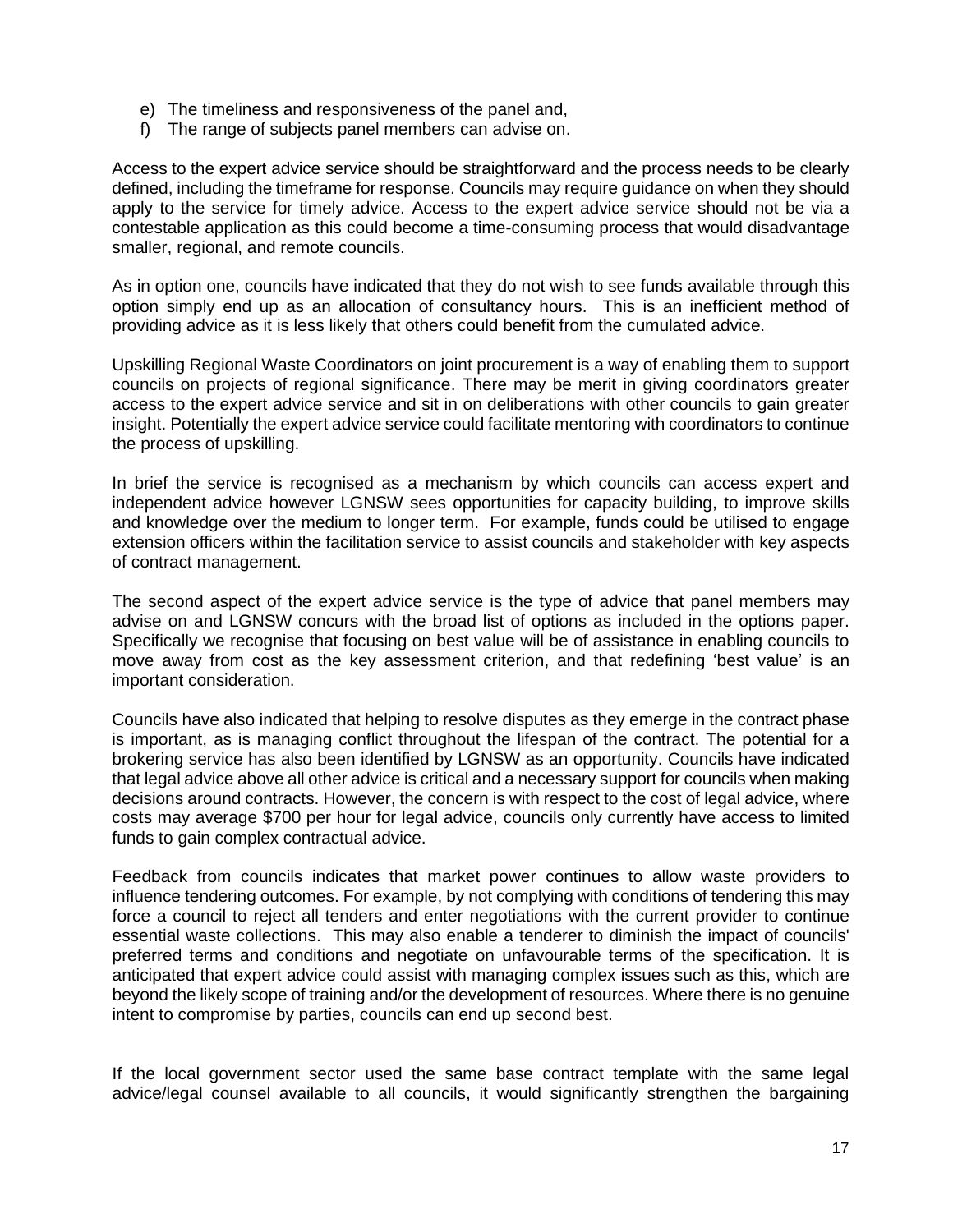e) The timeliness and responsiveness of the panel and,
f) The range of subjects panel members can advise on.

Access to the expert advice service should be straightforward and the process needs to be clearly defined, including the timeframe for response. Councils may require guidance on when they should apply to the service for timely advice. Access to the expert advice service should not be via a contestable application as this could become a time-consuming process that would disadvantage smaller, regional, and remote councils.

As in option one, councils have indicated that they do not wish to see funds available through this option simply end up as an allocation of consultancy hours. This is an inefficient method of providing advice as it is less likely that others could benefit from the cumulated advice.

Upskilling Regional Waste Coordinators on joint procurement is a way of enabling them to support councils on projects of regional significance. There may be merit in giving coordinators greater access to the expert advice service and sit in on deliberations with other councils to gain greater insight. Potentially the expert advice service could facilitate mentoring with coordinators to continue the process of upskilling.

In brief the service is recognised as a mechanism by which councils can access expert and independent advice however LGNSW sees opportunities for capacity building, to improve skills and knowledge over the medium to longer term. For example, funds could be utilised to engage extension officers within the facilitation service to assist councils and stakeholder with key aspects of contract management.

The second aspect of the expert advice service is the type of advice that panel members may advise on and LGNSW concurs with the broad list of options as included in the options paper. Specifically we recognise that focusing on best value will be of assistance in enabling councils to move away from cost as the key assessment criterion, and that redefining 'best value' is an important consideration.

Councils have also indicated that helping to resolve disputes as they emerge in the contract phase is important, as is managing conflict throughout the lifespan of the contract. The potential for a brokering service has also been identified by LGNSW as an opportunity. Councils have indicated that legal advice above all other advice is critical and a necessary support for councils when making decisions around contracts. However, the concern is with respect to the cost of legal advice, where costs may average $700 per hour for legal advice, councils only currently have access to limited funds to gain complex contractual advice.

Feedback from councils indicates that market power continues to allow waste providers to influence tendering outcomes. For example, by not complying with conditions of tendering this may force a council to reject all tenders and enter negotiations with the current provider to continue essential waste collections. This may also enable a tenderer to diminish the impact of councils' preferred terms and conditions and negotiate on unfavourable terms of the specification. It is anticipated that expert advice could assist with managing complex issues such as this, which are beyond the likely scope of training and/or the development of resources. Where there is no genuine intent to compromise by parties, councils can end up second best.

If the local government sector used the same base contract template with the same legal advice/legal counsel available to all councils, it would significantly strengthen the bargaining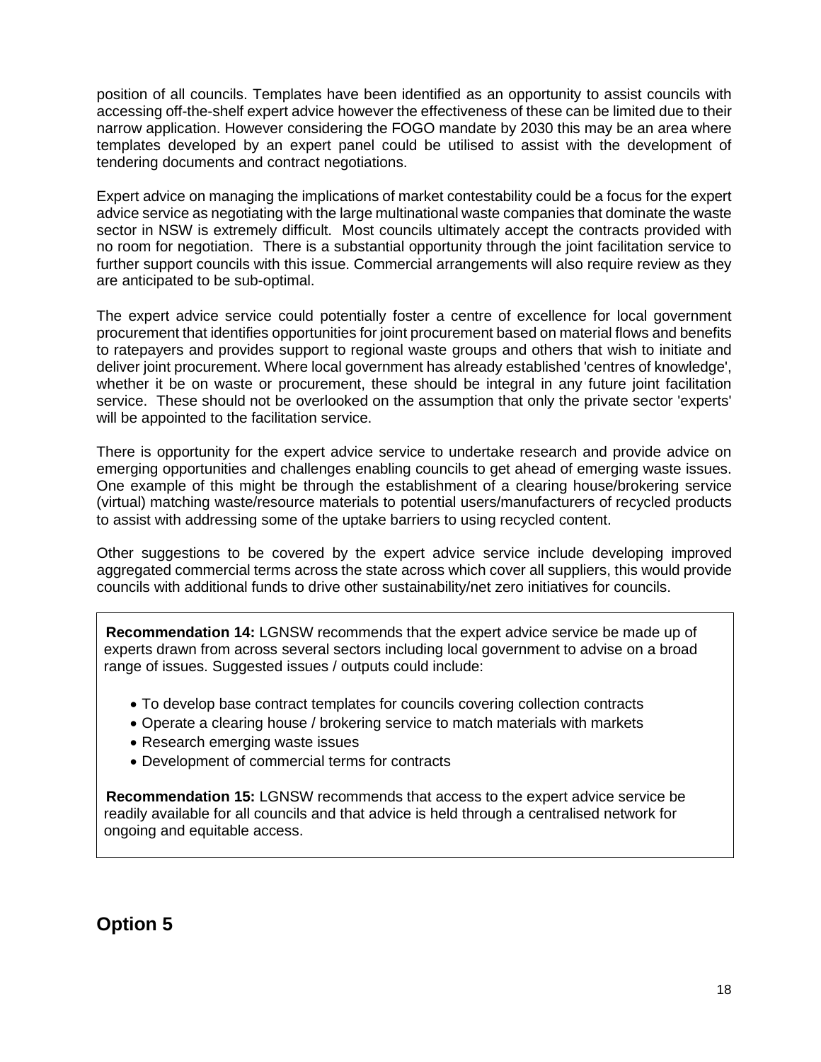position of all councils. Templates have been identified as an opportunity to assist councils with accessing off-the-shelf expert advice however the effectiveness of these can be limited due to their narrow application. However considering the FOGO mandate by 2030 this may be an area where templates developed by an expert panel could be utilised to assist with the development of tendering documents and contract negotiations.

Expert advice on managing the implications of market contestability could be a focus for the expert advice service as negotiating with the large multinational waste companies that dominate the waste sector in NSW is extremely difficult. Most councils ultimately accept the contracts provided with no room for negotiation. There is a substantial opportunity through the joint facilitation service to further support councils with this issue. Commercial arrangements will also require review as they are anticipated to be sub-optimal.

The expert advice service could potentially foster a centre of excellence for local government procurement that identifies opportunities for joint procurement based on material flows and benefits to ratepayers and provides support to regional waste groups and others that wish to initiate and deliver joint procurement. Where local government has already established 'centres of knowledge', whether it be on waste or procurement, these should be integral in any future joint facilitation service. These should not be overlooked on the assumption that only the private sector 'experts' will be appointed to the facilitation service.

There is opportunity for the expert advice service to undertake research and provide advice on emerging opportunities and challenges enabling councils to get ahead of emerging waste issues. One example of this might be through the establishment of a clearing house/brokering service (virtual) matching waste/resource materials to potential users/manufacturers of recycled products to assist with addressing some of the uptake barriers to using recycled content.

Other suggestions to be covered by the expert advice service include developing improved aggregated commercial terms across the state across which cover all suppliers, this would provide councils with additional funds to drive other sustainability/net zero initiatives for councils.

**Recommendation 14:** LGNSW recommends that the expert advice service be made up of experts drawn from across several sectors including local government to advise on a broad range of issues. Suggested issues / outputs could include:

- To develop base contract templates for councils covering collection contracts
- Operate a clearing house / brokering service to match materials with markets
- Research emerging waste issues
- Development of commercial terms for contracts

**Recommendation 15:** LGNSW recommends that access to the expert advice service be readily available for all councils and that advice is held through a centralised network for ongoing and equitable access.

## Option 5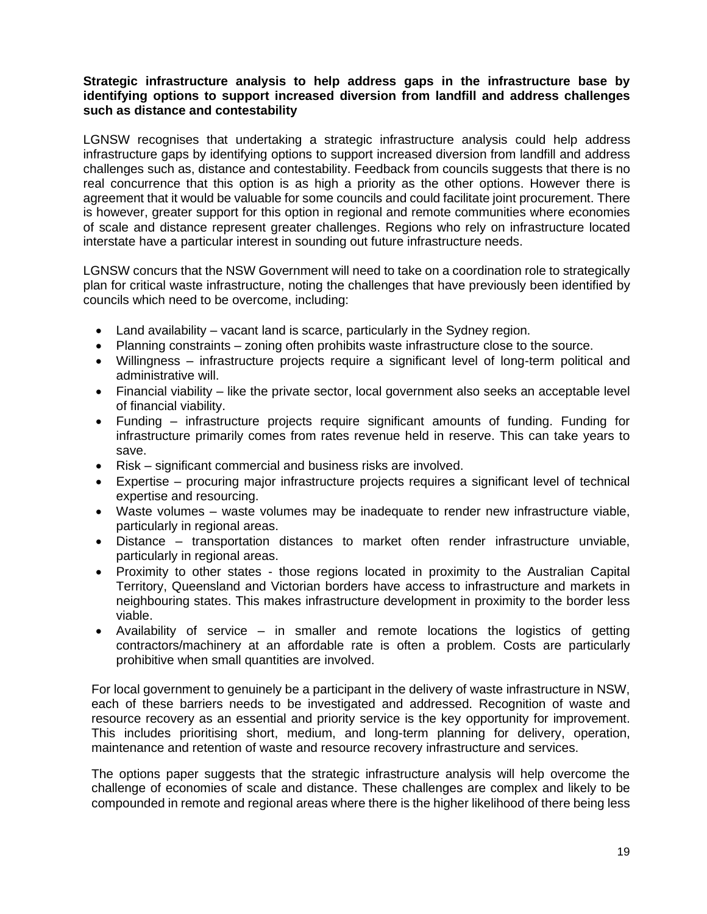**Strategic infrastructure analysis to help address gaps in the infrastructure base by identifying options to support increased diversion from landfill and address challenges such as distance and contestability**

LGNSW recognises that undertaking a strategic infrastructure analysis could help address infrastructure gaps by identifying options to support increased diversion from landfill and address challenges such as, distance and contestability. Feedback from councils suggests that there is no real concurrence that this option is as high a priority as the other options. However there is agreement that it would be valuable for some councils and could facilitate joint procurement. There is however, greater support for this option in regional and remote communities where economies of scale and distance represent greater challenges. Regions who rely on infrastructure located interstate have a particular interest in sounding out future infrastructure needs.

LGNSW concurs that the NSW Government will need to take on a coordination role to strategically plan for critical waste infrastructure, noting the challenges that have previously been identified by councils which need to be overcome, including:

- Land availability – vacant land is scarce, particularly in the Sydney region.
- Planning constraints – zoning often prohibits waste infrastructure close to the source.
- Willingness – infrastructure projects require a significant level of long-term political and administrative will.
- Financial viability – like the private sector, local government also seeks an acceptable level of financial viability.
- Funding – infrastructure projects require significant amounts of funding. Funding for infrastructure primarily comes from rates revenue held in reserve. This can take years to save.
- Risk – significant commercial and business risks are involved.
- Expertise – procuring major infrastructure projects requires a significant level of technical expertise and resourcing.
- Waste volumes – waste volumes may be inadequate to render new infrastructure viable, particularly in regional areas.
- Distance – transportation distances to market often render infrastructure unviable, particularly in regional areas.
- Proximity to other states - those regions located in proximity to the Australian Capital Territory, Queensland and Victorian borders have access to infrastructure and markets in neighbouring states. This makes infrastructure development in proximity to the border less viable.
- Availability of service – in smaller and remote locations the logistics of getting contractors/machinery at an affordable rate is often a problem. Costs are particularly prohibitive when small quantities are involved.

For local government to genuinely be a participant in the delivery of waste infrastructure in NSW, each of these barriers needs to be investigated and addressed. Recognition of waste and resource recovery as an essential and priority service is the key opportunity for improvement. This includes prioritising short, medium, and long-term planning for delivery, operation, maintenance and retention of waste and resource recovery infrastructure and services.

The options paper suggests that the strategic infrastructure analysis will help overcome the challenge of economies of scale and distance. These challenges are complex and likely to be compounded in remote and regional areas where there is the higher likelihood of there being less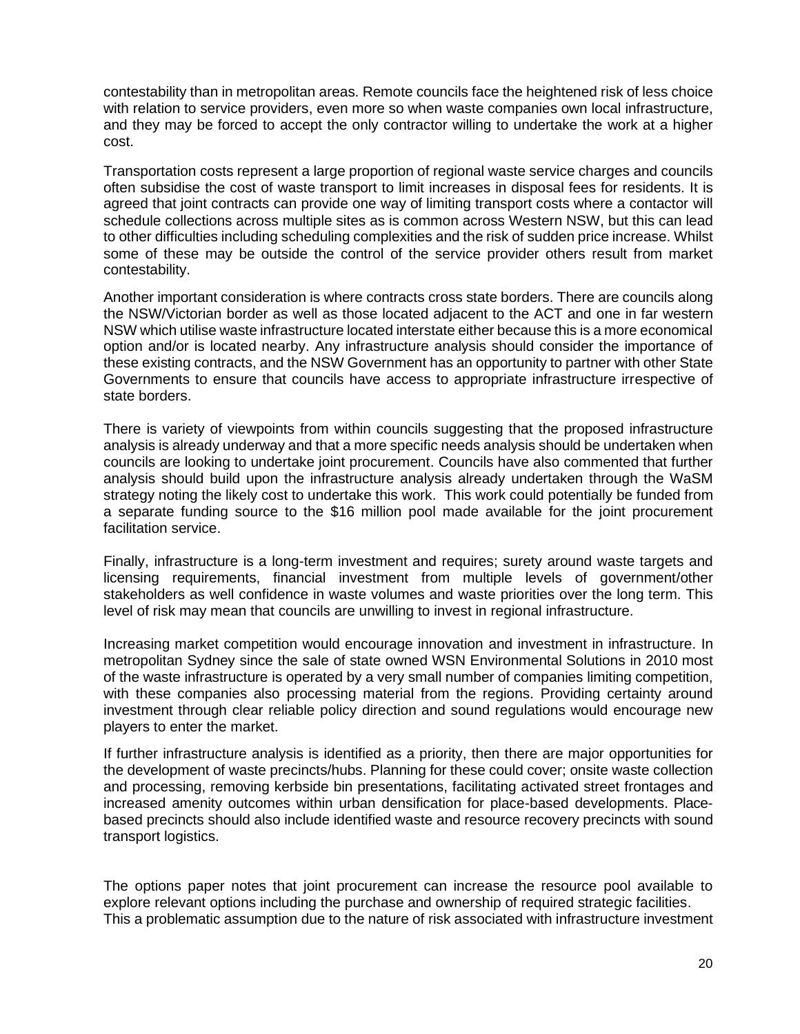contestability than in metropolitan areas. Remote councils face the heightened risk of less choice with relation to service providers, even more so when waste companies own local infrastructure, and they may be forced to accept the only contractor willing to undertake the work at a higher cost.

Transportation costs represent a large proportion of regional waste service charges and councils often subsidise the cost of waste transport to limit increases in disposal fees for residents. It is agreed that joint contracts can provide one way of limiting transport costs where a contactor will schedule collections across multiple sites as is common across Western NSW, but this can lead to other difficulties including scheduling complexities and the risk of sudden price increase. Whilst some of these may be outside the control of the service provider others result from market contestability.

Another important consideration is where contracts cross state borders. There are councils along the NSW/Victorian border as well as those located adjacent to the ACT and one in far western NSW which utilise waste infrastructure located interstate either because this is a more economical option and/or is located nearby. Any infrastructure analysis should consider the importance of these existing contracts, and the NSW Government has an opportunity to partner with other State Governments to ensure that councils have access to appropriate infrastructure irrespective of state borders.

There is variety of viewpoints from within councils suggesting that the proposed infrastructure analysis is already underway and that a more specific needs analysis should be undertaken when councils are looking to undertake joint procurement. Councils have also commented that further analysis should build upon the infrastructure analysis already undertaken through the WaSM strategy noting the likely cost to undertake this work. This work could potentially be funded from a separate funding source to the $16 million pool made available for the joint procurement facilitation service.

Finally, infrastructure is a long-term investment and requires; surety around waste targets and licensing requirements, financial investment from multiple levels of government/other stakeholders as well confidence in waste volumes and waste priorities over the long term. This level of risk may mean that councils are unwilling to invest in regional infrastructure.

Increasing market competition would encourage innovation and investment in infrastructure. In metropolitan Sydney since the sale of state owned WSN Environmental Solutions in 2010 most of the waste infrastructure is operated by a very small number of companies limiting competition, with these companies also processing material from the regions. Providing certainty around investment through clear reliable policy direction and sound regulations would encourage new players to enter the market.

If further infrastructure analysis is identified as a priority, then there are major opportunities for the development of waste precincts/hubs. Planning for these could cover; onsite waste collection and processing, removing kerbside bin presentations, facilitating activated street frontages and increased amenity outcomes within urban densification for place-based developments. Place-based precincts should also include identified waste and resource recovery precincts with sound transport logistics.

The options paper notes that joint procurement can increase the resource pool available to explore relevant options including the purchase and ownership of required strategic facilities. This a problematic assumption due to the nature of risk associated with infrastructure investment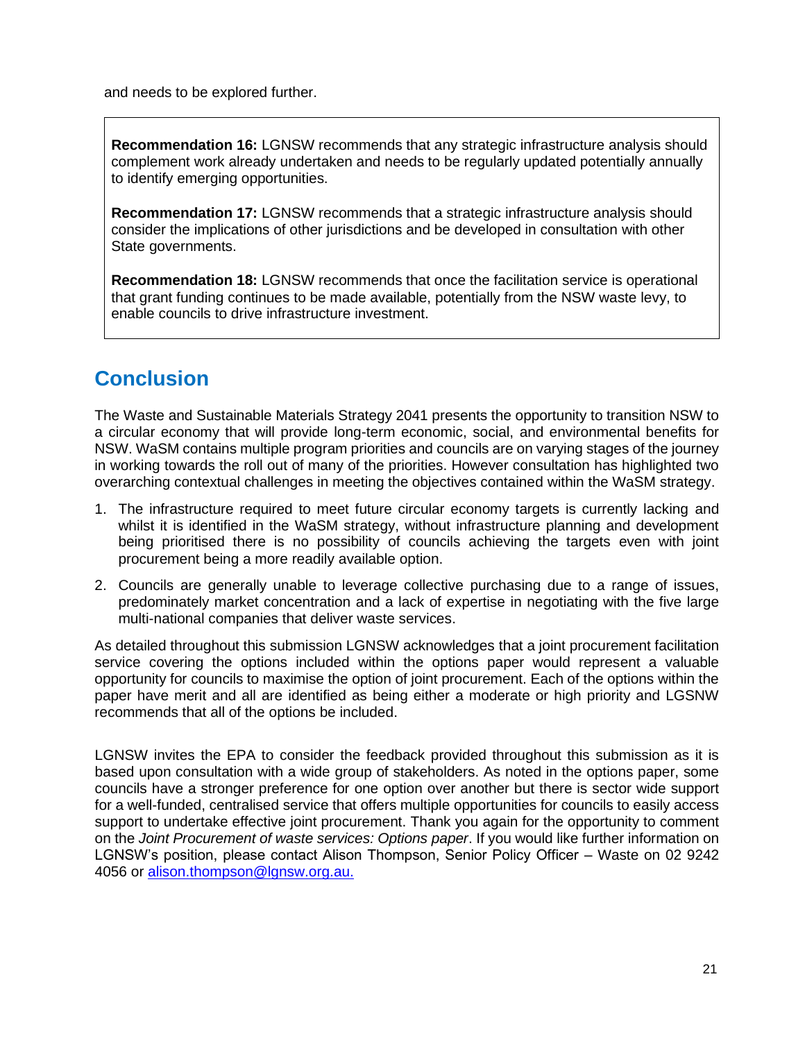and needs to be explored further.

**Recommendation 16:** LGNSW recommends that any strategic infrastructure analysis should complement work already undertaken and needs to be regularly updated potentially annually to identify emerging opportunities.

**Recommendation 17:** LGNSW recommends that a strategic infrastructure analysis should consider the implications of other jurisdictions and be developed in consultation with other State governments.

**Recommendation 18:** LGNSW recommends that once the facilitation service is operational that grant funding continues to be made available, potentially from the NSW waste levy, to enable councils to drive infrastructure investment.

## Conclusion

The Waste and Sustainable Materials Strategy 2041 presents the opportunity to transition NSW to a circular economy that will provide long-term economic, social, and environmental benefits for NSW. WaSM contains multiple program priorities and councils are on varying stages of the journey in working towards the roll out of many of the priorities. However consultation has highlighted two overarching contextual challenges in meeting the objectives contained within the WaSM strategy.

1. The infrastructure required to meet future circular economy targets is currently lacking and whilst it is identified in the WaSM strategy, without infrastructure planning and development being prioritised there is no possibility of councils achieving the targets even with joint procurement being a more readily available option.
2. Councils are generally unable to leverage collective purchasing due to a range of issues, predominately market concentration and a lack of expertise in negotiating with the five large multi-national companies that deliver waste services.

As detailed throughout this submission LGNSW acknowledges that a joint procurement facilitation service covering the options included within the options paper would represent a valuable opportunity for councils to maximise the option of joint procurement. Each of the options within the paper have merit and all are identified as being either a moderate or high priority and LGSNW recommends that all of the options be included.

LGNSW invites the EPA to consider the feedback provided throughout this submission as it is based upon consultation with a wide group of stakeholders. As noted in the options paper, some councils have a stronger preference for one option over another but there is sector wide support for a well-funded, centralised service that offers multiple opportunities for councils to easily access support to undertake effective joint procurement. Thank you again for the opportunity to comment on the *Joint Procurement of waste services: Options paper*. If you would like further information on LGNSW's position, please contact Alison Thompson, Senior Policy Officer – Waste on 02 9242 4056 or [alison.thompson@lgnsw.org.au.](mailto:alison.thompson@lgnsw.org.au)